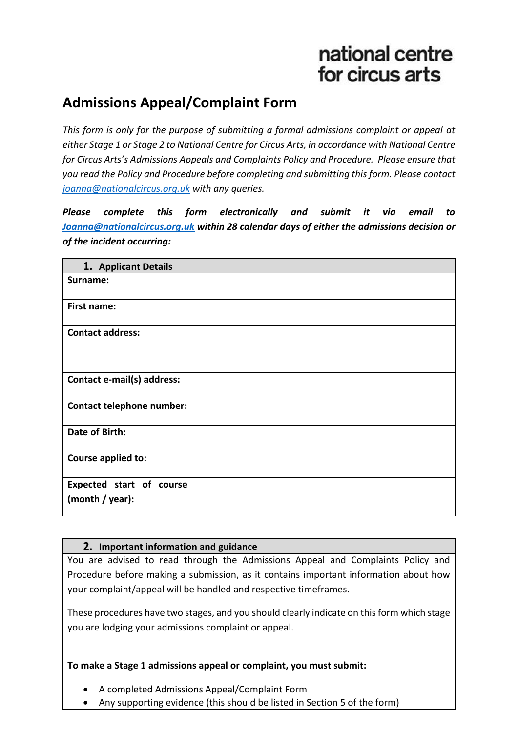national centre
for circus arts

# Admissions Appeal/Complaint Form

*This form is only for the purpose of submitting a formal admissions complaint or appeal at either Stage 1 or Stage 2 to National Centre for Circus Arts, in accordance with National Centre for Circus Arts's Admissions Appeals and Complaints Policy and Procedure. Please ensure that you read the Policy and Procedure before completing and submitting this form. Please contact joanna@nationalcircus.org.uk with any queries.*

***Please complete this form electronically and submit it via email to Joanna@nationalcircus.org.uk within 28 calendar days of either the admissions decision or of the incident occurring:***

| **1. Applicant Details** | |
|---|---|
| **Surname:** | |
| **First name:** | |
| **Contact address:** | |
| **Contact e-mail(s) address:** | |
| **Contact telephone number:** | |
| **Date of Birth:** | |
| **Course applied to:** | |
| **Expected start of course (month / year):** | |

## 2. Important information and guidance

You are advised to read through the Admissions Appeal and Complaints Policy and Procedure before making a submission, as it contains important information about how your complaint/appeal will be handled and respective timeframes.

These procedures have two stages, and you should clearly indicate on this form which stage you are lodging your admissions complaint or appeal.

**To make a Stage 1 admissions appeal or complaint, you must submit:**

- A completed Admissions Appeal/Complaint Form
- Any supporting evidence (this should be listed in Section 5 of the form)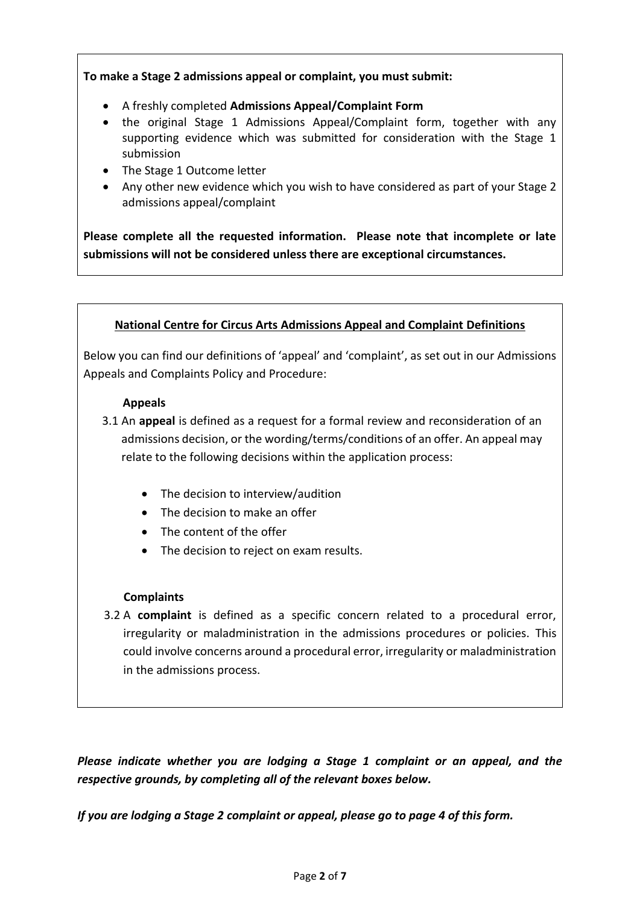**To make a Stage 2 admissions appeal or complaint, you must submit:**

- A freshly completed **Admissions Appeal/Complaint Form**
- the original Stage 1 Admissions Appeal/Complaint form, together with any supporting evidence which was submitted for consideration with the Stage 1 submission
- The Stage 1 Outcome letter
- Any other new evidence which you wish to have considered as part of your Stage 2 admissions appeal/complaint

**Please complete all the requested information. Please note that incomplete or late submissions will not be considered unless there are exceptional circumstances.**

**National Centre for Circus Arts Admissions Appeal and Complaint Definitions**

Below you can find our definitions of 'appeal' and 'complaint', as set out in our Admissions Appeals and Complaints Policy and Procedure:

**Appeals**

3.1 An **appeal** is defined as a request for a formal review and reconsideration of an admissions decision, or the wording/terms/conditions of an offer. An appeal may relate to the following decisions within the application process:

- The decision to interview/audition
- The decision to make an offer
- The content of the offer
- The decision to reject on exam results.

**Complaints**

3.2 A **complaint** is defined as a specific concern related to a procedural error, irregularity or maladministration in the admissions procedures or policies. This could involve concerns around a procedural error, irregularity or maladministration in the admissions process.

***Please indicate whether you are lodging a Stage 1 complaint or an appeal, and the respective grounds, by completing all of the relevant boxes below.***

***If you are lodging a Stage 2 complaint or appeal, please go to page 4 of this form.***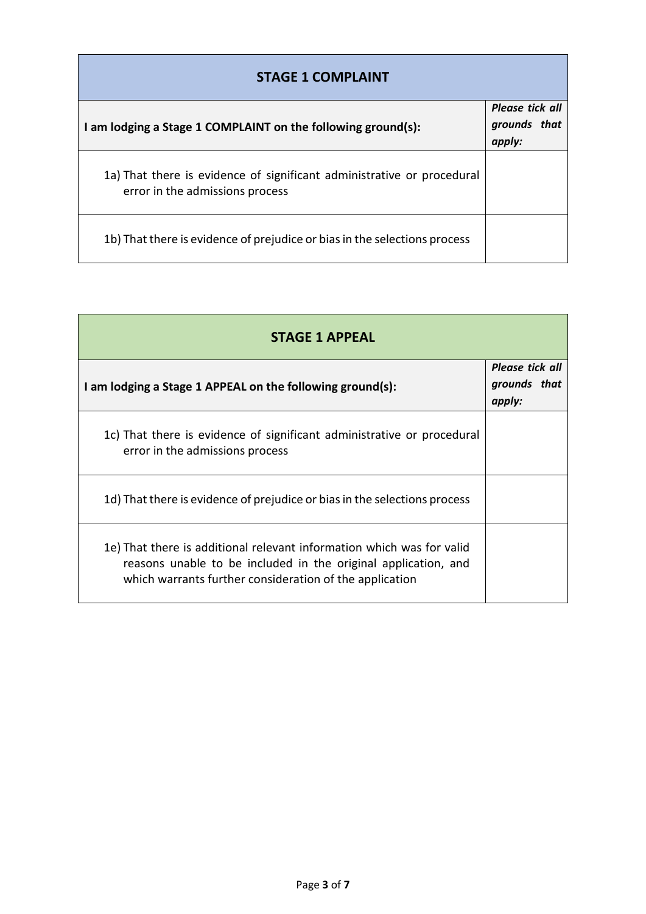| STAGE 1 COMPLAINT | |
|---|---|
| **I am lodging a Stage 1 COMPLAINT on the following ground(s):** | ***Please tick all grounds that apply:*** |
| 1a) That there is evidence of significant administrative or procedural error in the admissions process | |
| 1b) That there is evidence of prejudice or bias in the selections process | |

| STAGE 1 APPEAL | |
|---|---|
| **I am lodging a Stage 1 APPEAL on the following ground(s):** | ***Please tick all grounds that apply:*** |
| 1c) That there is evidence of significant administrative or procedural error in the admissions process | |
| 1d) That there is evidence of prejudice or bias in the selections process | |
| 1e) That there is additional relevant information which was for valid reasons unable to be included in the original application, and which warrants further consideration of the application | |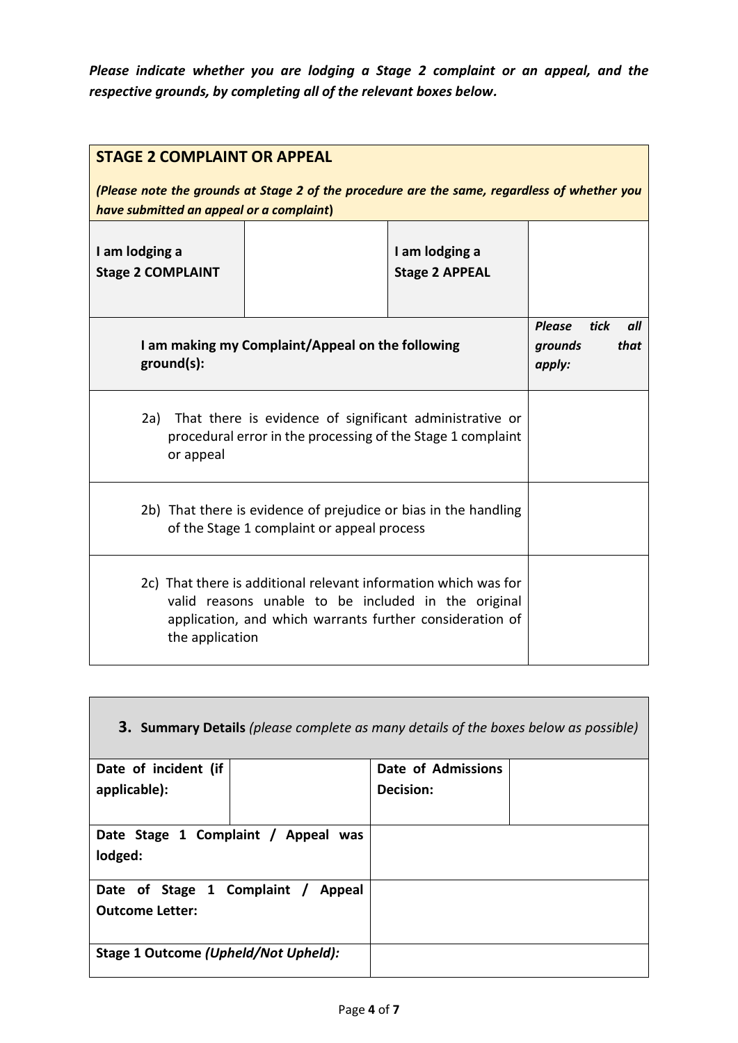***Please indicate whether you are lodging a Stage 2 complaint or an appeal, and the respective grounds, by completing all of the relevant boxes below.***

| **STAGE 2 COMPLAINT OR APPEAL** *(Please note the grounds at Stage 2 of the procedure are the same, regardless of whether you have submitted an appeal or a complaint)* | | | |
|---|---|---|---|
| **I am lodging a Stage 2 COMPLAINT** | | **I am lodging a Stage 2 APPEAL** | |
| **I am making my Complaint/Appeal on the following ground(s):** | | | ***Please tick all grounds that apply:*** |
| 2a) That there is evidence of significant administrative or procedural error in the processing of the Stage 1 complaint or appeal | | | |
| 2b) That there is evidence of prejudice or bias in the handling of the Stage 1 complaint or appeal process | | | |
| 2c) That there is additional relevant information which was for valid reasons unable to be included in the original application, and which warrants further consideration of the application | | | |

| **3. Summary Details** *(please complete as many details of the boxes below as possible)* | | | |
|---|---|---|---|
| **Date of incident (if applicable):** | | **Date of Admissions Decision:** | |
| **Date Stage 1 Complaint / Appeal was lodged:** | | | |
| **Date of Stage 1 Complaint / Appeal Outcome Letter:** | | | |
| **Stage 1 Outcome *(Upheld/Not Upheld):*** | | | |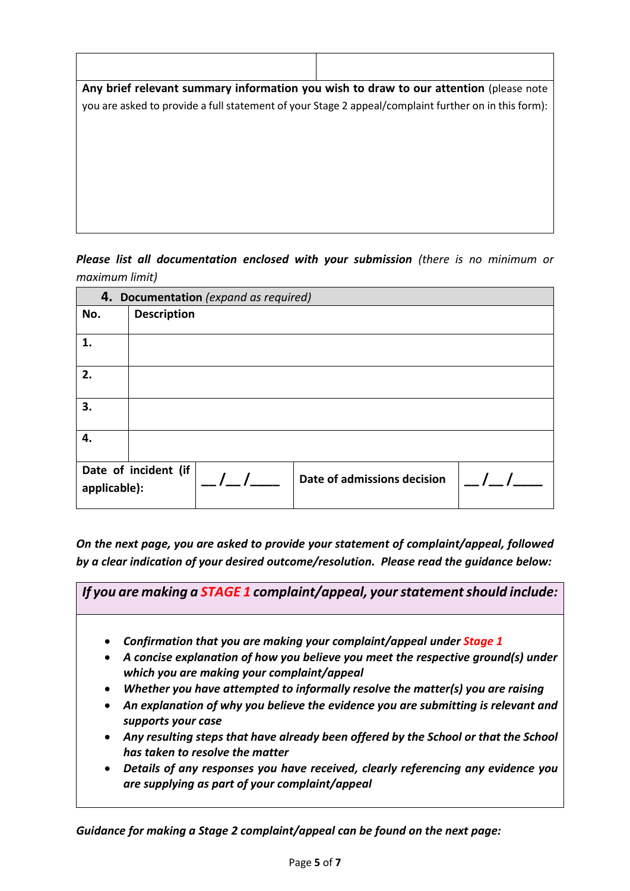| | |
|---|---|
| | |

| Any brief relevant summary information you wish to draw to our attention (please note you are asked to provide a full statement of your Stage 2 appeal/complaint further on in this form): |
|---|
| |

***Please list all documentation enclosed with your submission*** *(there is no minimum or maximum limit)*

| **4. Documentation** *(expand as required)* | | | |
|---|---|---|---|
| **No.** | **Description** | | |
| **1.** | | | |
| **2.** | | | |
| **3.** | | | |
| **4.** | | | |
| **Date of incident (if applicable):** | __/__/____ | **Date of admissions decision** | __/__/____ |

***On the next page, you are asked to provide your statement of complaint/appeal, followed by a clear indication of your desired outcome/resolution. Please read the guidance below:***

***If you are making a STAGE 1 complaint/appeal, your statement should include:***

- ***Confirmation that you are making your complaint/appeal under Stage 1***
- ***A concise explanation of how you believe you meet the respective ground(s) under which you are making your complaint/appeal***
- ***Whether you have attempted to informally resolve the matter(s) you are raising***
- ***An explanation of why you believe the evidence you are submitting is relevant and supports your case***
- ***Any resulting steps that have already been offered by the School or that the School has taken to resolve the matter***
- ***Details of any responses you have received, clearly referencing any evidence you are supplying as part of your complaint/appeal***

***Guidance for making a Stage 2 complaint/appeal can be found on the next page:***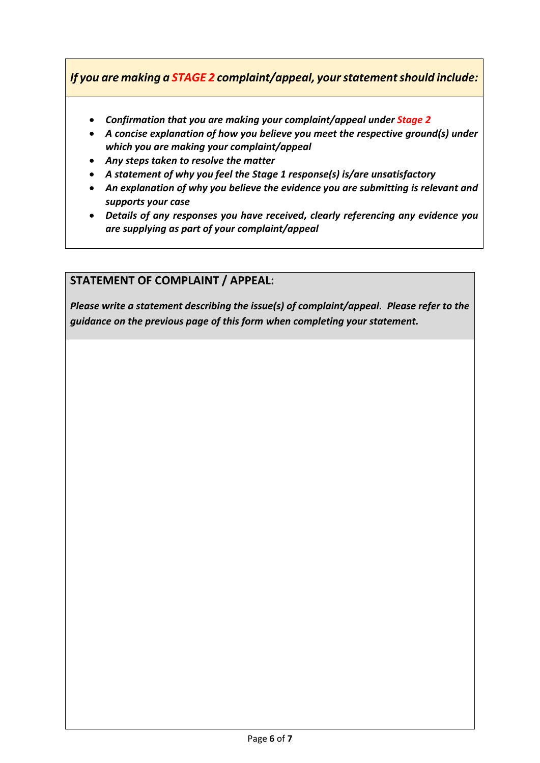***If you are making a STAGE 2 complaint/appeal, your statement should include:***

- ***Confirmation that you are making your complaint/appeal under Stage 2***
- ***A concise explanation of how you believe you meet the respective ground(s) under which you are making your complaint/appeal***
- ***Any steps taken to resolve the matter***
- ***A statement of why you feel the Stage 1 response(s) is/are unsatisfactory***
- ***An explanation of why you believe the evidence you are submitting is relevant and supports your case***
- ***Details of any responses you have received, clearly referencing any evidence you are supplying as part of your complaint/appeal***

**STATEMENT OF COMPLAINT / APPEAL:**

***Please write a statement describing the issue(s) of complaint/appeal. Please refer to the guidance on the previous page of this form when completing your statement.***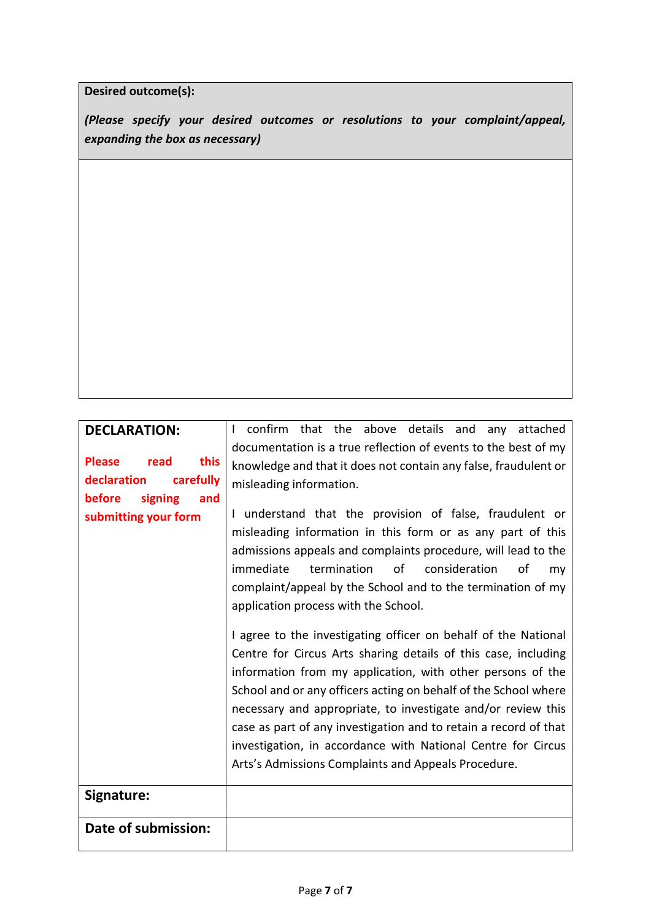| **Desired outcome(s):**<br><br>***(Please specify your desired outcomes or resolutions to your complaint/appeal, expanding the box as necessary)*** |
|---|
| |

| | |
|---|---|
| **DECLARATION:**<br><br>**Please read this declaration carefully before signing and submitting your form** | I confirm that the above details and any attached documentation is a true reflection of events to the best of my knowledge and that it does not contain any false, fraudulent or misleading information.<br><br>I understand that the provision of false, fraudulent or misleading information in this form or as any part of this admissions appeals and complaints procedure, will lead to the immediate termination of consideration of my complaint/appeal by the School and to the termination of my application process with the School.<br><br>I agree to the investigating officer on behalf of the National Centre for Circus Arts sharing details of this case, including information from my application, with other persons of the School and or any officers acting on behalf of the School where necessary and appropriate, to investigate and/or review this case as part of any investigation and to retain a record of that investigation, in accordance with National Centre for Circus Arts's Admissions Complaints and Appeals Procedure. |
| **Signature:** | |
| **Date of submission:** | |